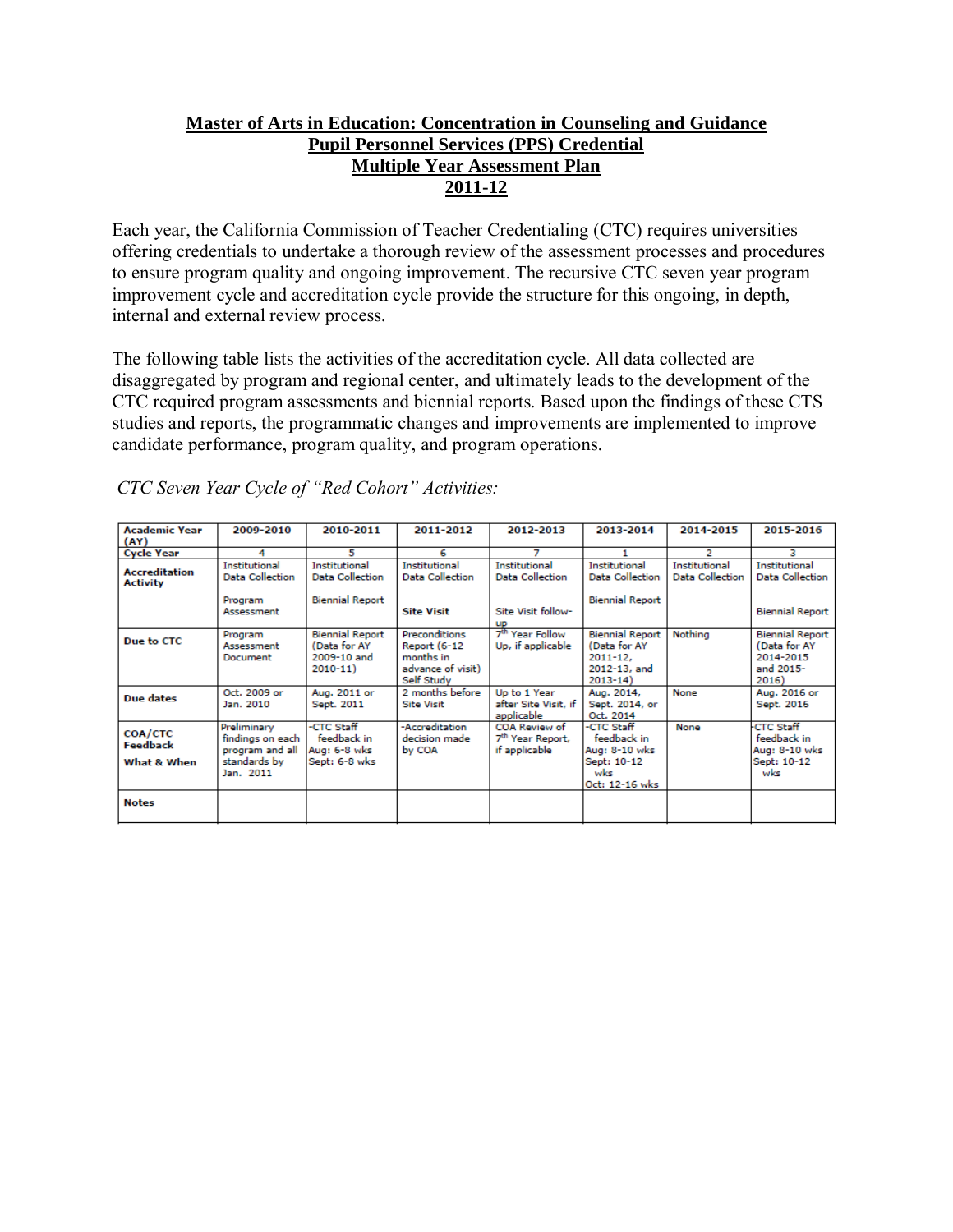# Master of Arts in Education: Concentration in Counseling and Guidance
## Pupil Personnel Services (PPS) Credential
## Multiple Year Assessment Plan
## 2011-12

Each year, the California Commission of Teacher Credentialing (CTC) requires universities offering credentials to undertake a thorough review of the assessment processes and procedures to ensure program quality and ongoing improvement. The recursive CTC seven year program improvement cycle and accreditation cycle provide the structure for this ongoing, in depth, internal and external review process.

The following table lists the activities of the accreditation cycle. All data collected are disaggregated by program and regional center, and ultimately leads to the development of the CTC required program assessments and biennial reports. Based upon the findings of these CTS studies and reports, the programmatic changes and improvements are implemented to improve candidate performance, program quality, and program operations.

*CTC Seven Year Cycle of "Red Cohort" Activities:*

| Academic Year (AY) | 2009-2010 | 2010-2011 | 2011-2012 | 2012-2013 | 2013-2014 | 2014-2015 | 2015-2016 |
|---|---|---|---|---|---|---|---|
| **Cycle Year** | 4 | 5 | 6 | 7 | 1 | 2 | 3 |
| **Accreditation Activity** | Institutional Data Collection<br><br>Program Assessment | Institutional Data Collection<br><br>Biennial Report | Institutional Data Collection<br><br>**Site Visit** | Institutional Data Collection<br><br>Site Visit follow-up | Institutional Data Collection<br><br>Biennial Report | Institutional Data Collection | Institutional Data Collection<br><br>Biennial Report |
| **Due to CTC** | Program Assessment Document | Biennial Report (Data for AY 2009-10 and 2010-11) | Preconditions Report (6-12 months in advance of visit) Self Study | 7th Year Follow Up, if applicable | Biennial Report (Data for AY 2011-12, 2012-13, and 2013-14) | Nothing | Biennial Report (Data for AY 2014-2015 and 2015-2016) |
| **Due dates** | Oct. 2009 or Jan. 2010 | Aug. 2011 or Sept. 2011 | 2 months before Site Visit | Up to 1 Year after Site Visit, if applicable | Aug. 2014, Sept. 2014, or Oct. 2014 | None | Aug. 2016 or Sept. 2016 |
| **COA/CTC Feedback**<br><br>**What & When** | Preliminary findings on each program and all standards by Jan. 2011 | -CTC Staff feedback in Aug: 6-8 wks Sept: 6-8 wks | -Accreditation decision made by COA | COA Review of 7th Year Report, if applicable | -CTC Staff feedback in Aug: 8-10 wks Sept: 10-12 wks Oct: 12-16 wks | None | -CTC Staff feedback in Aug: 8-10 wks Sept: 10-12 wks |
| **Notes** | | | | | | | |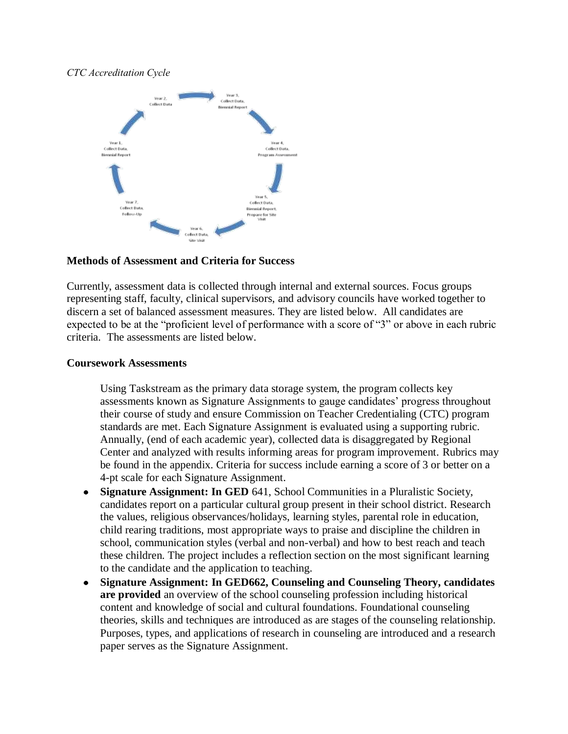*CTC Accreditation Cycle*

Year 1, Collect Data, Biennial Report

Year 2, Collect Data

Year 3, Collect Data, Biennial Report

Year 4, Collect Data, Program Assessment

Year 5, Collect Data, Biennial Report, Prepare for Site Visit

Year 6, Collect Data, Site Visit

Year 7, Collect Data, Follow-Up

**Methods of Assessment and Criteria for Success**

Currently, assessment data is collected through internal and external sources. Focus groups representing staff, faculty, clinical supervisors, and advisory councils have worked together to discern a set of balanced assessment measures. They are listed below. All candidates are expected to be at the "proficient level of performance with a score of "3" or above in each rubric criteria. The assessments are listed below.

**Coursework Assessments**

Using Taskstream as the primary data storage system, the program collects key assessments known as Signature Assignments to gauge candidates' progress throughout their course of study and ensure Commission on Teacher Credentialing (CTC) program standards are met. Each Signature Assignment is evaluated using a supporting rubric. Annually, (end of each academic year), collected data is disaggregated by Regional Center and analyzed with results informing areas for program improvement. Rubrics may be found in the appendix. Criteria for success include earning a score of 3 or better on a 4-pt scale for each Signature Assignment.

- **Signature Assignment: In GED** 641, School Communities in a Pluralistic Society, candidates report on a particular cultural group present in their school district. Research the values, religious observances/holidays, learning styles, parental role in education, child rearing traditions, most appropriate ways to praise and discipline the children in school, communication styles (verbal and non-verbal) and how to best reach and teach these children. The project includes a reflection section on the most significant learning to the candidate and the application to teaching.
- **Signature Assignment: In GED662, Counseling and Counseling Theory, candidates are provided** an overview of the school counseling profession including historical content and knowledge of social and cultural foundations. Foundational counseling theories, skills and techniques are introduced as are stages of the counseling relationship. Purposes, types, and applications of research in counseling are introduced and a research paper serves as the Signature Assignment.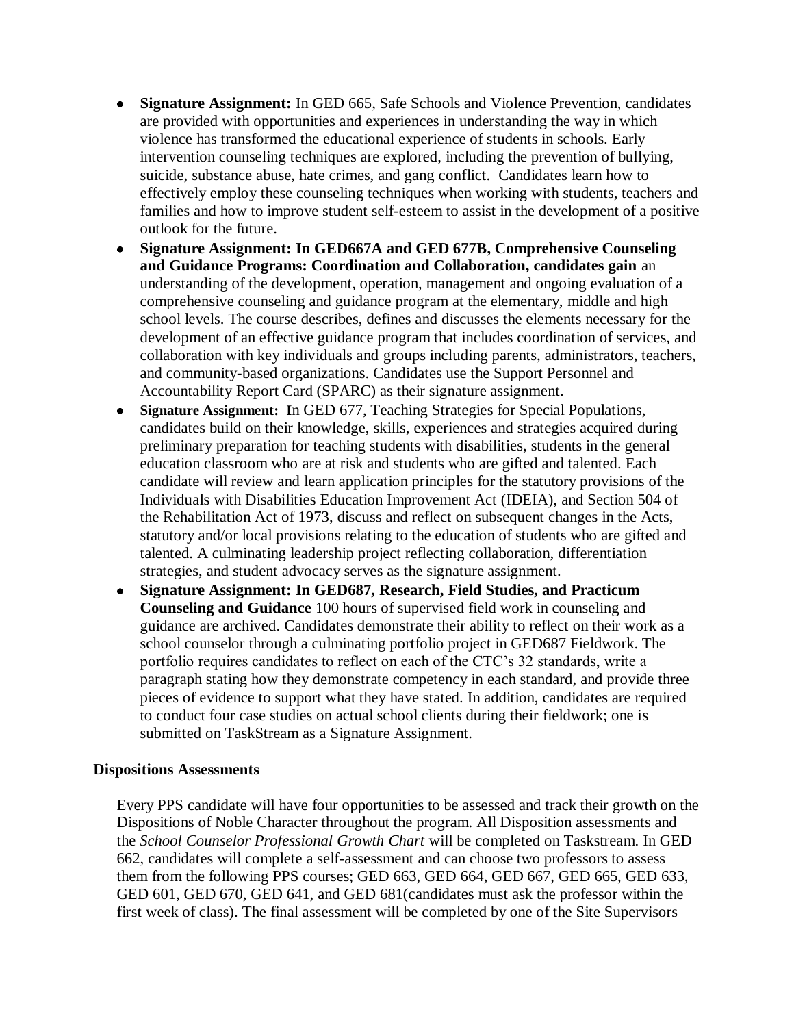- **Signature Assignment:** In GED 665, Safe Schools and Violence Prevention, candidates are provided with opportunities and experiences in understanding the way in which violence has transformed the educational experience of students in schools. Early intervention counseling techniques are explored, including the prevention of bullying, suicide, substance abuse, hate crimes, and gang conflict. Candidates learn how to effectively employ these counseling techniques when working with students, teachers and families and how to improve student self-esteem to assist in the development of a positive outlook for the future.
- **Signature Assignment: In GED667A and GED 677B, Comprehensive Counseling and Guidance Programs: Coordination and Collaboration, candidates gain** an understanding of the development, operation, management and ongoing evaluation of a comprehensive counseling and guidance program at the elementary, middle and high school levels. The course describes, defines and discusses the elements necessary for the development of an effective guidance program that includes coordination of services, and collaboration with key individuals and groups including parents, administrators, teachers, and community-based organizations. Candidates use the Support Personnel and Accountability Report Card (SPARC) as their signature assignment.
- **Signature Assignment: I**n GED 677, Teaching Strategies for Special Populations, candidates build on their knowledge, skills, experiences and strategies acquired during preliminary preparation for teaching students with disabilities, students in the general education classroom who are at risk and students who are gifted and talented. Each candidate will review and learn application principles for the statutory provisions of the Individuals with Disabilities Education Improvement Act (IDEIA), and Section 504 of the Rehabilitation Act of 1973, discuss and reflect on subsequent changes in the Acts, statutory and/or local provisions relating to the education of students who are gifted and talented. A culminating leadership project reflecting collaboration, differentiation strategies, and student advocacy serves as the signature assignment.
- **Signature Assignment: In GED687, Research, Field Studies, and Practicum Counseling and Guidance** 100 hours of supervised field work in counseling and guidance are archived. Candidates demonstrate their ability to reflect on their work as a school counselor through a culminating portfolio project in GED687 Fieldwork. The portfolio requires candidates to reflect on each of the CTC's 32 standards, write a paragraph stating how they demonstrate competency in each standard, and provide three pieces of evidence to support what they have stated. In addition, candidates are required to conduct four case studies on actual school clients during their fieldwork; one is submitted on TaskStream as a Signature Assignment.

**Dispositions Assessments**

Every PPS candidate will have four opportunities to be assessed and track their growth on the Dispositions of Noble Character throughout the program. All Disposition assessments and the *School Counselor Professional Growth Chart* will be completed on Taskstream. In GED 662, candidates will complete a self-assessment and can choose two professors to assess them from the following PPS courses; GED 663, GED 664, GED 667, GED 665, GED 633, GED 601, GED 670, GED 641, and GED 681(candidates must ask the professor within the first week of class). The final assessment will be completed by one of the Site Supervisors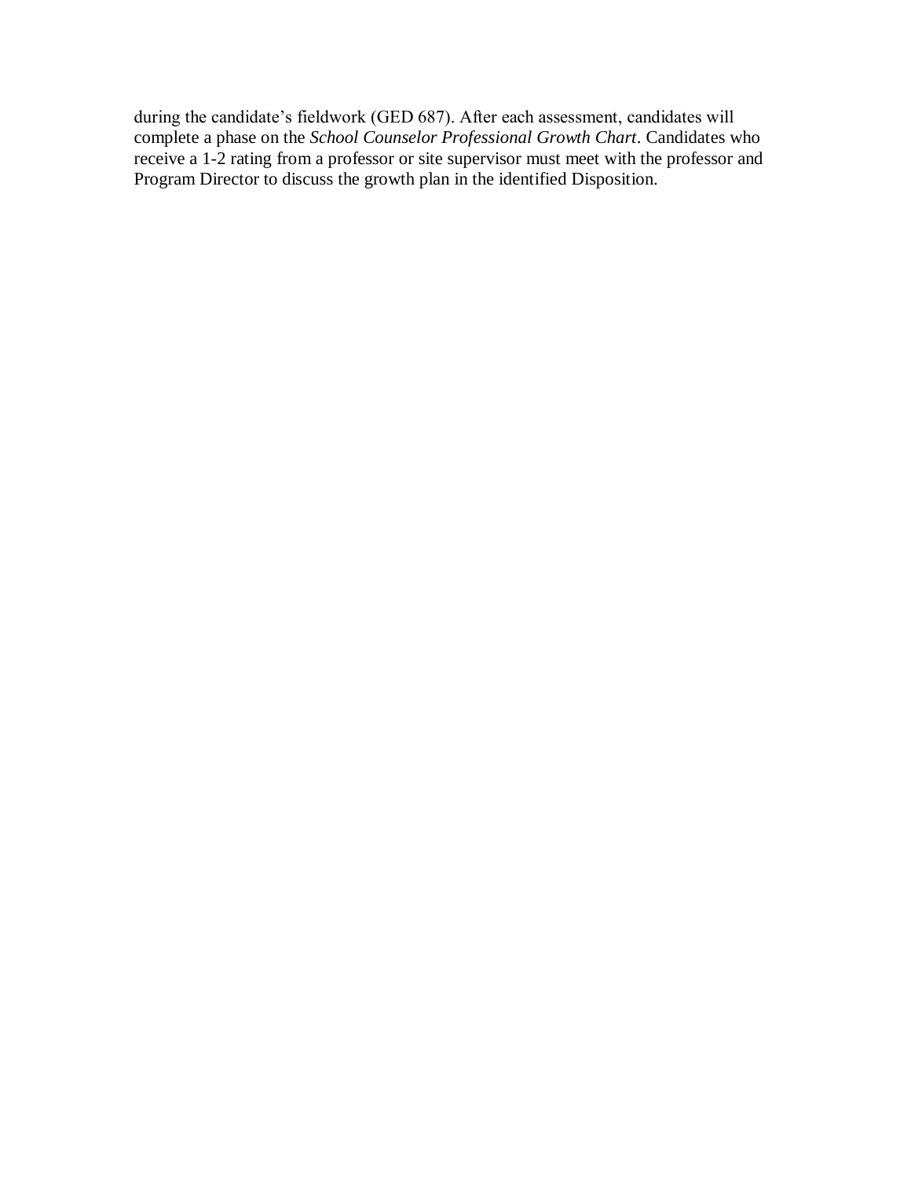during the candidate’s fieldwork (GED 687). After each assessment, candidates will complete a phase on the *School Counselor Professional Growth Chart*. Candidates who receive a 1-2 rating from a professor or site supervisor must meet with the professor and Program Director to discuss the growth plan in the identified Disposition.